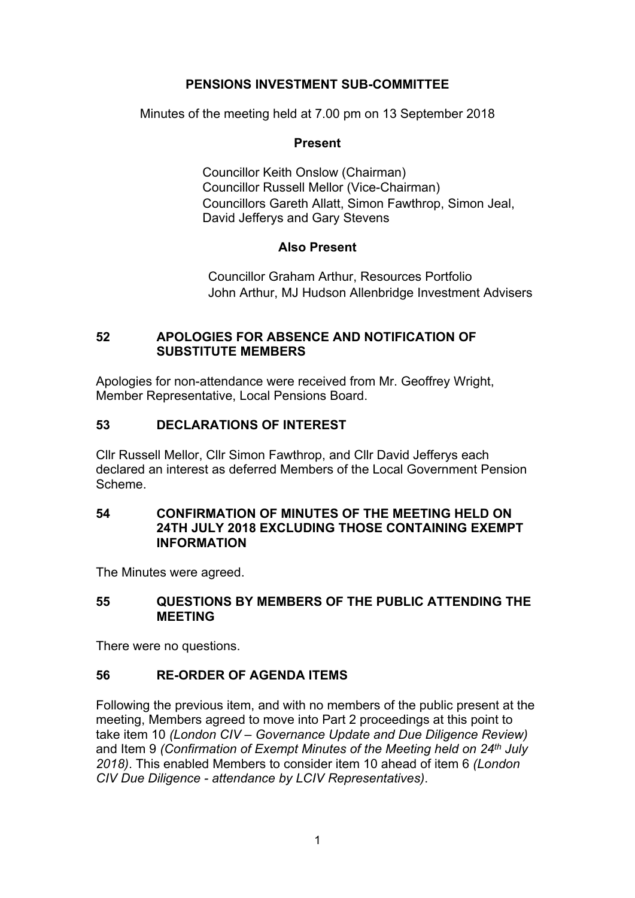# PENSIONS INVESTMENT SUB-COMMITTEE

Minutes of the meeting held at 7.00 pm on 13 September 2018

**Present**

Councillor Keith Onslow (Chairman)
Councillor Russell Mellor (Vice-Chairman)
Councillors Gareth Allatt, Simon Fawthrop, Simon Jeal, David Jefferys and Gary Stevens

**Also Present**

Councillor Graham Arthur, Resources Portfolio
John Arthur, MJ Hudson Allenbridge Investment Advisers

## 52 APOLOGIES FOR ABSENCE AND NOTIFICATION OF SUBSTITUTE MEMBERS

Apologies for non-attendance were received from Mr. Geoffrey Wright, Member Representative, Local Pensions Board.

## 53 DECLARATIONS OF INTEREST

Cllr Russell Mellor, Cllr Simon Fawthrop, and Cllr David Jefferys each declared an interest as deferred Members of the Local Government Pension Scheme.

## 54 CONFIRMATION OF MINUTES OF THE MEETING HELD ON 24TH JULY 2018 EXCLUDING THOSE CONTAINING EXEMPT INFORMATION

The Minutes were agreed.

## 55 QUESTIONS BY MEMBERS OF THE PUBLIC ATTENDING THE MEETING

There were no questions.

## 56 RE-ORDER OF AGENDA ITEMS

Following the previous item, and with no members of the public present at the meeting, Members agreed to move into Part 2 proceedings at this point to take item 10 *(London CIV – Governance Update and Due Diligence Review)* and Item 9 *(Confirmation of Exempt Minutes of the Meeting held on 24th July 2018)*. This enabled Members to consider item 10 ahead of item 6 *(London CIV Due Diligence - attendance by LCIV Representatives)*.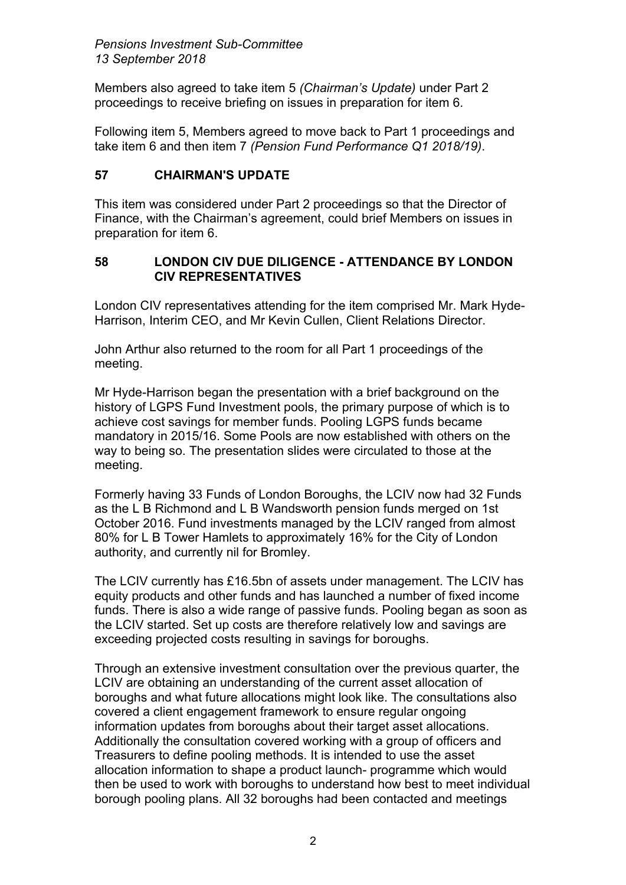Members also agreed to take item 5 *(Chairman's Update)* under Part 2 proceedings to receive briefing on issues in preparation for item 6.

Following item 5, Members agreed to move back to Part 1 proceedings and take item 6 and then item 7 *(Pension Fund Performance Q1 2018/19)*.

## 57 CHAIRMAN'S UPDATE

This item was considered under Part 2 proceedings so that the Director of Finance, with the Chairman's agreement, could brief Members on issues in preparation for item 6.

## 58 LONDON CIV DUE DILIGENCE - ATTENDANCE BY LONDON CIV REPRESENTATIVES

London CIV representatives attending for the item comprised Mr. Mark Hyde-Harrison, Interim CEO, and Mr Kevin Cullen, Client Relations Director.

John Arthur also returned to the room for all Part 1 proceedings of the meeting.

Mr Hyde-Harrison began the presentation with a brief background on the history of LGPS Fund Investment pools, the primary purpose of which is to achieve cost savings for member funds. Pooling LGPS funds became mandatory in 2015/16. Some Pools are now established with others on the way to being so. The presentation slides were circulated to those at the meeting.

Formerly having 33 Funds of London Boroughs, the LCIV now had 32 Funds as the L B Richmond and L B Wandsworth pension funds merged on 1st October 2016. Fund investments managed by the LCIV ranged from almost 80% for L B Tower Hamlets to approximately 16% for the City of London authority, and currently nil for Bromley.

The LCIV currently has £16.5bn of assets under management. The LCIV has equity products and other funds and has launched a number of fixed income funds. There is also a wide range of passive funds. Pooling began as soon as the LCIV started. Set up costs are therefore relatively low and savings are exceeding projected costs resulting in savings for boroughs.

Through an extensive investment consultation over the previous quarter, the LCIV are obtaining an understanding of the current asset allocation of boroughs and what future allocations might look like. The consultations also covered a client engagement framework to ensure regular ongoing information updates from boroughs about their target asset allocations. Additionally the consultation covered working with a group of officers and Treasurers to define pooling methods. It is intended to use the asset allocation information to shape a product launch- programme which would then be used to work with boroughs to understand how best to meet individual borough pooling plans. All 32 boroughs had been contacted and meetings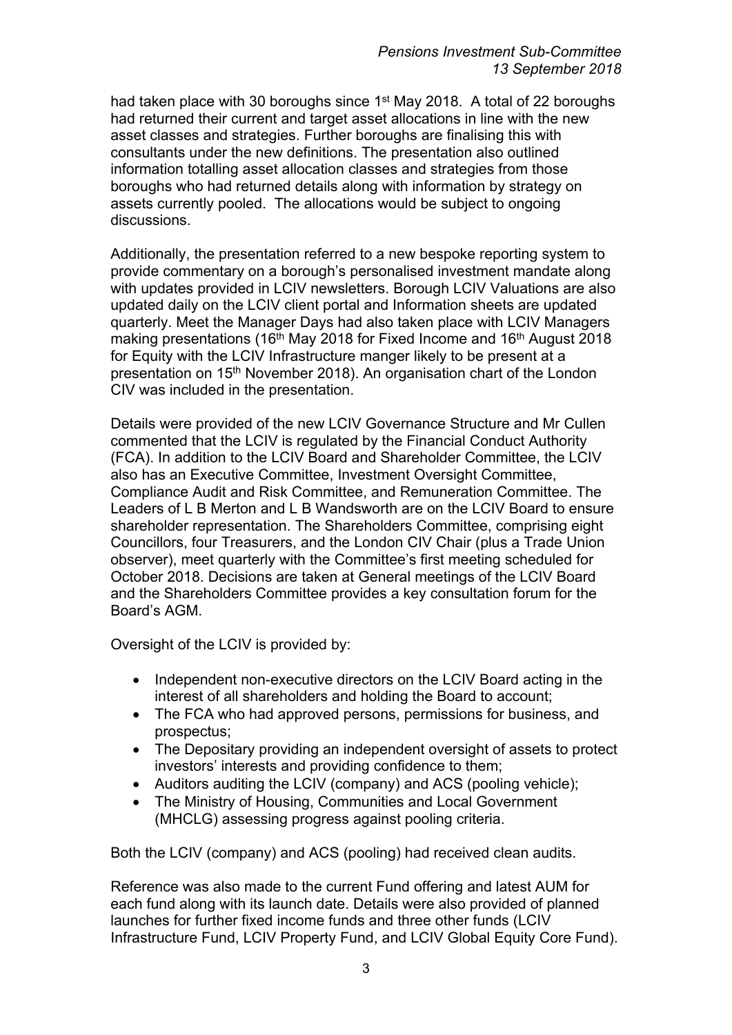had taken place with 30 boroughs since 1st May 2018. A total of 22 boroughs had returned their current and target asset allocations in line with the new asset classes and strategies. Further boroughs are finalising this with consultants under the new definitions. The presentation also outlined information totalling asset allocation classes and strategies from those boroughs who had returned details along with information by strategy on assets currently pooled. The allocations would be subject to ongoing discussions.

Additionally, the presentation referred to a new bespoke reporting system to provide commentary on a borough's personalised investment mandate along with updates provided in LCIV newsletters. Borough LCIV Valuations are also updated daily on the LCIV client portal and Information sheets are updated quarterly. Meet the Manager Days had also taken place with LCIV Managers making presentations (16th May 2018 for Fixed Income and 16th August 2018 for Equity with the LCIV Infrastructure manger likely to be present at a presentation on 15th November 2018). An organisation chart of the London CIV was included in the presentation.

Details were provided of the new LCIV Governance Structure and Mr Cullen commented that the LCIV is regulated by the Financial Conduct Authority (FCA). In addition to the LCIV Board and Shareholder Committee, the LCIV also has an Executive Committee, Investment Oversight Committee, Compliance Audit and Risk Committee, and Remuneration Committee. The Leaders of L B Merton and L B Wandsworth are on the LCIV Board to ensure shareholder representation. The Shareholders Committee, comprising eight Councillors, four Treasurers, and the London CIV Chair (plus a Trade Union observer), meet quarterly with the Committee's first meeting scheduled for October 2018. Decisions are taken at General meetings of the LCIV Board and the Shareholders Committee provides a key consultation forum for the Board's AGM.

Oversight of the LCIV is provided by:

- Independent non-executive directors on the LCIV Board acting in the interest of all shareholders and holding the Board to account;
- The FCA who had approved persons, permissions for business, and prospectus;
- The Depositary providing an independent oversight of assets to protect investors' interests and providing confidence to them;
- Auditors auditing the LCIV (company) and ACS (pooling vehicle);
- The Ministry of Housing, Communities and Local Government (MHCLG) assessing progress against pooling criteria.

Both the LCIV (company) and ACS (pooling) had received clean audits.

Reference was also made to the current Fund offering and latest AUM for each fund along with its launch date. Details were also provided of planned launches for further fixed income funds and three other funds (LCIV Infrastructure Fund, LCIV Property Fund, and LCIV Global Equity Core Fund).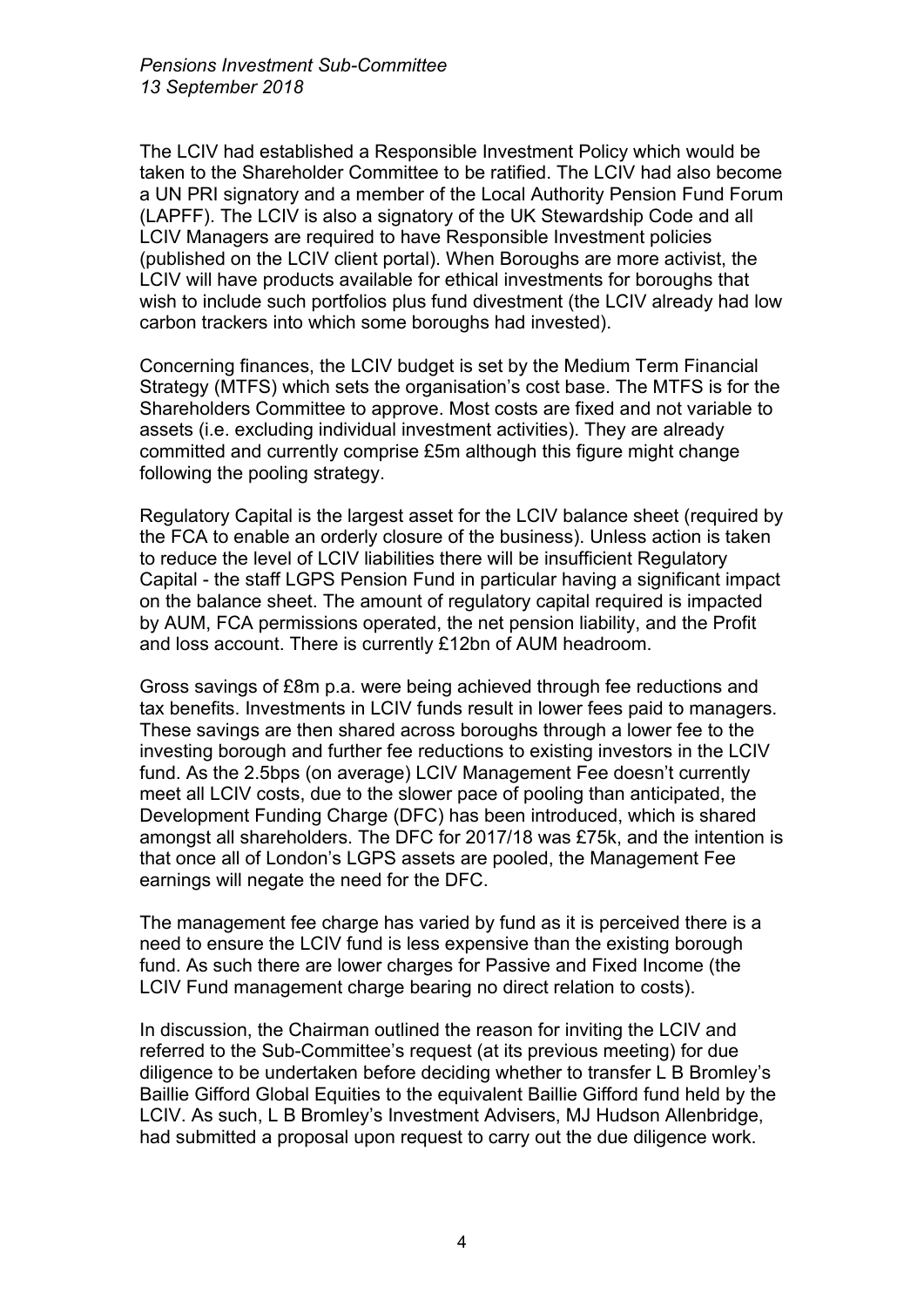The LCIV had established a Responsible Investment Policy which would be taken to the Shareholder Committee to be ratified. The LCIV had also become a UN PRI signatory and a member of the Local Authority Pension Fund Forum (LAPFF). The LCIV is also a signatory of the UK Stewardship Code and all LCIV Managers are required to have Responsible Investment policies (published on the LCIV client portal). When Boroughs are more activist, the LCIV will have products available for ethical investments for boroughs that wish to include such portfolios plus fund divestment (the LCIV already had low carbon trackers into which some boroughs had invested).

Concerning finances, the LCIV budget is set by the Medium Term Financial Strategy (MTFS) which sets the organisation's cost base. The MTFS is for the Shareholders Committee to approve. Most costs are fixed and not variable to assets (i.e. excluding individual investment activities). They are already committed and currently comprise £5m although this figure might change following the pooling strategy.

Regulatory Capital is the largest asset for the LCIV balance sheet (required by the FCA to enable an orderly closure of the business). Unless action is taken to reduce the level of LCIV liabilities there will be insufficient Regulatory Capital - the staff LGPS Pension Fund in particular having a significant impact on the balance sheet. The amount of regulatory capital required is impacted by AUM, FCA permissions operated, the net pension liability, and the Profit and loss account. There is currently £12bn of AUM headroom.

Gross savings of £8m p.a. were being achieved through fee reductions and tax benefits. Investments in LCIV funds result in lower fees paid to managers. These savings are then shared across boroughs through a lower fee to the investing borough and further fee reductions to existing investors in the LCIV fund. As the 2.5bps (on average) LCIV Management Fee doesn't currently meet all LCIV costs, due to the slower pace of pooling than anticipated, the Development Funding Charge (DFC) has been introduced, which is shared amongst all shareholders. The DFC for 2017/18 was £75k, and the intention is that once all of London's LGPS assets are pooled, the Management Fee earnings will negate the need for the DFC.

The management fee charge has varied by fund as it is perceived there is a need to ensure the LCIV fund is less expensive than the existing borough fund. As such there are lower charges for Passive and Fixed Income (the LCIV Fund management charge bearing no direct relation to costs).

In discussion, the Chairman outlined the reason for inviting the LCIV and referred to the Sub-Committee's request (at its previous meeting) for due diligence to be undertaken before deciding whether to transfer L B Bromley's Baillie Gifford Global Equities to the equivalent Baillie Gifford fund held by the LCIV. As such, L B Bromley's Investment Advisers, MJ Hudson Allenbridge, had submitted a proposal upon request to carry out the due diligence work.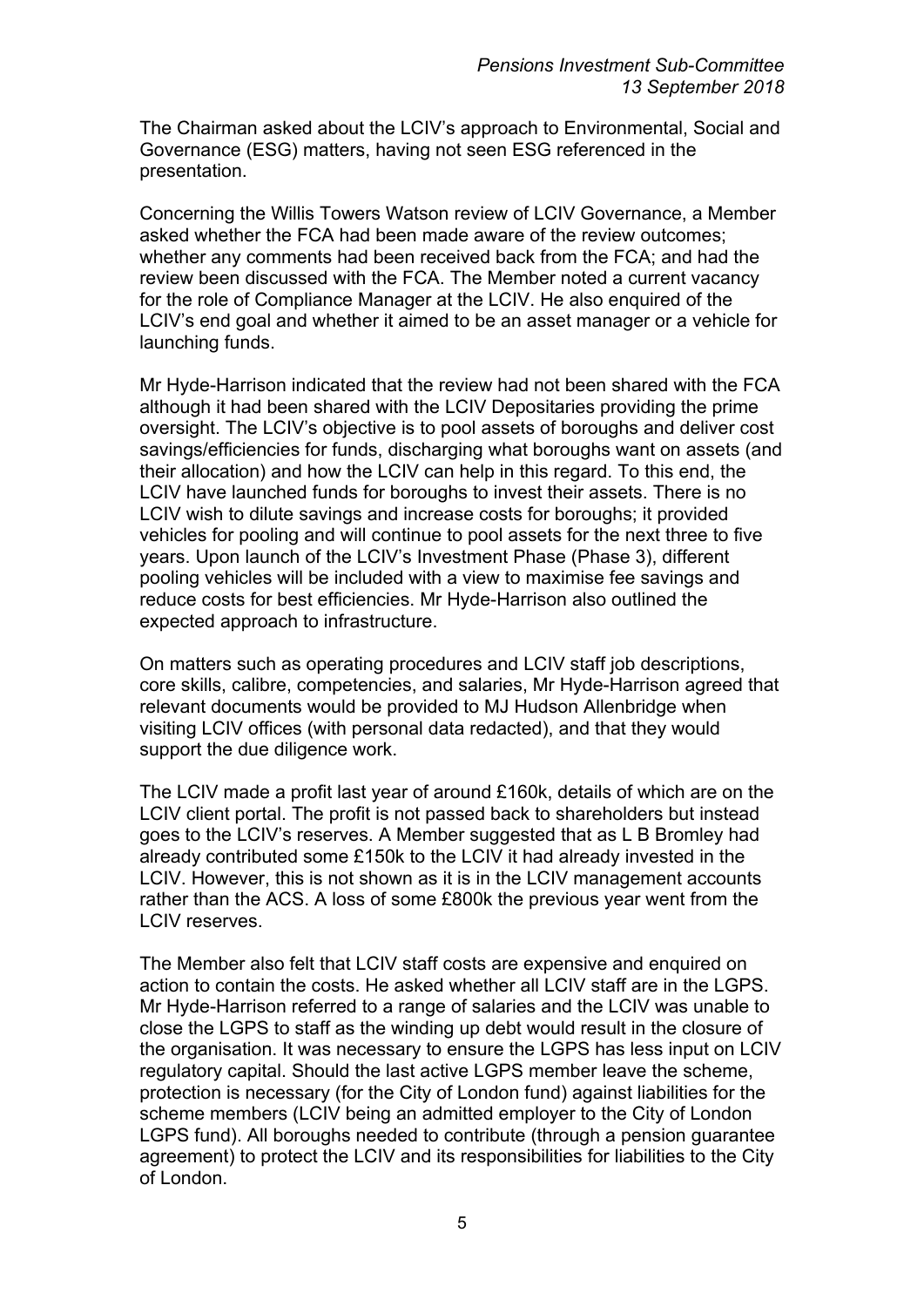The Chairman asked about the LCIV's approach to Environmental, Social and Governance (ESG) matters, having not seen ESG referenced in the presentation.

Concerning the Willis Towers Watson review of LCIV Governance, a Member asked whether the FCA had been made aware of the review outcomes; whether any comments had been received back from the FCA; and had the review been discussed with the FCA. The Member noted a current vacancy for the role of Compliance Manager at the LCIV. He also enquired of the LCIV's end goal and whether it aimed to be an asset manager or a vehicle for launching funds.

Mr Hyde-Harrison indicated that the review had not been shared with the FCA although it had been shared with the LCIV Depositaries providing the prime oversight. The LCIV's objective is to pool assets of boroughs and deliver cost savings/efficiencies for funds, discharging what boroughs want on assets (and their allocation) and how the LCIV can help in this regard. To this end, the LCIV have launched funds for boroughs to invest their assets. There is no LCIV wish to dilute savings and increase costs for boroughs; it provided vehicles for pooling and will continue to pool assets for the next three to five years. Upon launch of the LCIV's Investment Phase (Phase 3), different pooling vehicles will be included with a view to maximise fee savings and reduce costs for best efficiencies. Mr Hyde-Harrison also outlined the expected approach to infrastructure.

On matters such as operating procedures and LCIV staff job descriptions, core skills, calibre, competencies, and salaries, Mr Hyde-Harrison agreed that relevant documents would be provided to MJ Hudson Allenbridge when visiting LCIV offices (with personal data redacted), and that they would support the due diligence work.

The LCIV made a profit last year of around £160k, details of which are on the LCIV client portal. The profit is not passed back to shareholders but instead goes to the LCIV's reserves. A Member suggested that as L B Bromley had already contributed some £150k to the LCIV it had already invested in the LCIV. However, this is not shown as it is in the LCIV management accounts rather than the ACS. A loss of some £800k the previous year went from the LCIV reserves.

The Member also felt that LCIV staff costs are expensive and enquired on action to contain the costs. He asked whether all LCIV staff are in the LGPS. Mr Hyde-Harrison referred to a range of salaries and the LCIV was unable to close the LGPS to staff as the winding up debt would result in the closure of the organisation. It was necessary to ensure the LGPS has less input on LCIV regulatory capital. Should the last active LGPS member leave the scheme, protection is necessary (for the City of London fund) against liabilities for the scheme members (LCIV being an admitted employer to the City of London LGPS fund). All boroughs needed to contribute (through a pension guarantee agreement) to protect the LCIV and its responsibilities for liabilities to the City of London.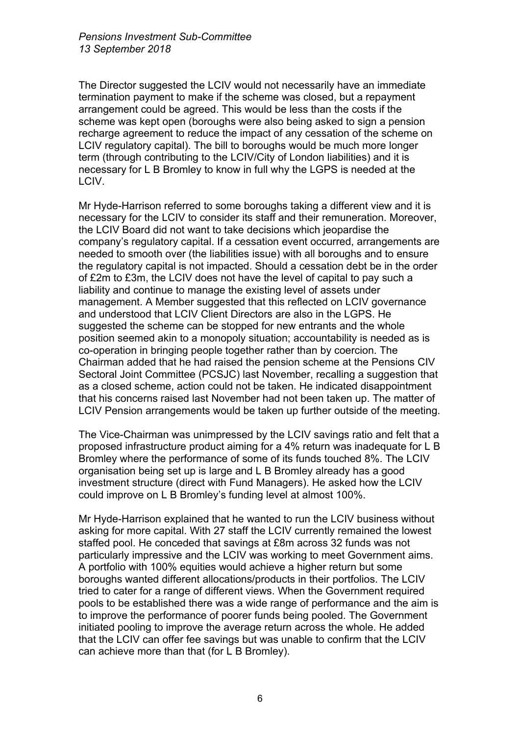The Director suggested the LCIV would not necessarily have an immediate termination payment to make if the scheme was closed, but a repayment arrangement could be agreed. This would be less than the costs if the scheme was kept open (boroughs were also being asked to sign a pension recharge agreement to reduce the impact of any cessation of the scheme on LCIV regulatory capital). The bill to boroughs would be much more longer term (through contributing to the LCIV/City of London liabilities) and it is necessary for L B Bromley to know in full why the LGPS is needed at the LCIV.

Mr Hyde-Harrison referred to some boroughs taking a different view and it is necessary for the LCIV to consider its staff and their remuneration. Moreover, the LCIV Board did not want to take decisions which jeopardise the company's regulatory capital. If a cessation event occurred, arrangements are needed to smooth over (the liabilities issue) with all boroughs and to ensure the regulatory capital is not impacted. Should a cessation debt be in the order of £2m to £3m, the LCIV does not have the level of capital to pay such a liability and continue to manage the existing level of assets under management. A Member suggested that this reflected on LCIV governance and understood that LCIV Client Directors are also in the LGPS. He suggested the scheme can be stopped for new entrants and the whole position seemed akin to a monopoly situation; accountability is needed as is co-operation in bringing people together rather than by coercion. The Chairman added that he had raised the pension scheme at the Pensions CIV Sectoral Joint Committee (PCSJC) last November, recalling a suggestion that as a closed scheme, action could not be taken. He indicated disappointment that his concerns raised last November had not been taken up. The matter of LCIV Pension arrangements would be taken up further outside of the meeting.

The Vice-Chairman was unimpressed by the LCIV savings ratio and felt that a proposed infrastructure product aiming for a 4% return was inadequate for L B Bromley where the performance of some of its funds touched 8%. The LCIV organisation being set up is large and L B Bromley already has a good investment structure (direct with Fund Managers). He asked how the LCIV could improve on L B Bromley's funding level at almost 100%.

Mr Hyde-Harrison explained that he wanted to run the LCIV business without asking for more capital. With 27 staff the LCIV currently remained the lowest staffed pool. He conceded that savings at £8m across 32 funds was not particularly impressive and the LCIV was working to meet Government aims. A portfolio with 100% equities would achieve a higher return but some boroughs wanted different allocations/products in their portfolios. The LCIV tried to cater for a range of different views. When the Government required pools to be established there was a wide range of performance and the aim is to improve the performance of poorer funds being pooled. The Government initiated pooling to improve the average return across the whole. He added that the LCIV can offer fee savings but was unable to confirm that the LCIV can achieve more than that (for L B Bromley).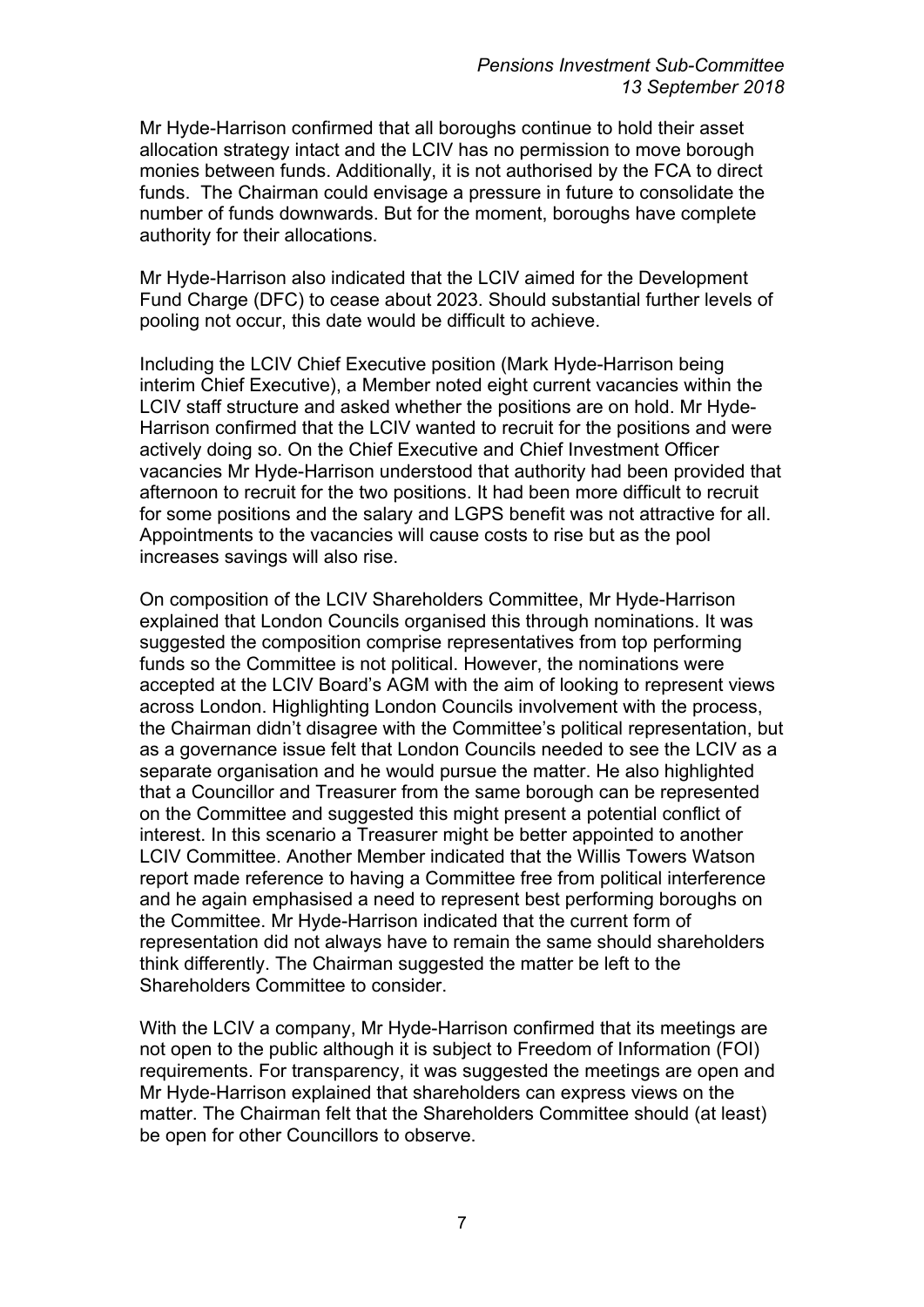Mr Hyde-Harrison confirmed that all boroughs continue to hold their asset allocation strategy intact and the LCIV has no permission to move borough monies between funds. Additionally, it is not authorised by the FCA to direct funds. The Chairman could envisage a pressure in future to consolidate the number of funds downwards. But for the moment, boroughs have complete authority for their allocations.

Mr Hyde-Harrison also indicated that the LCIV aimed for the Development Fund Charge (DFC) to cease about 2023. Should substantial further levels of pooling not occur, this date would be difficult to achieve.

Including the LCIV Chief Executive position (Mark Hyde-Harrison being interim Chief Executive), a Member noted eight current vacancies within the LCIV staff structure and asked whether the positions are on hold. Mr Hyde-Harrison confirmed that the LCIV wanted to recruit for the positions and were actively doing so. On the Chief Executive and Chief Investment Officer vacancies Mr Hyde-Harrison understood that authority had been provided that afternoon to recruit for the two positions. It had been more difficult to recruit for some positions and the salary and LGPS benefit was not attractive for all. Appointments to the vacancies will cause costs to rise but as the pool increases savings will also rise.

On composition of the LCIV Shareholders Committee, Mr Hyde-Harrison explained that London Councils organised this through nominations. It was suggested the composition comprise representatives from top performing funds so the Committee is not political. However, the nominations were accepted at the LCIV Board's AGM with the aim of looking to represent views across London. Highlighting London Councils involvement with the process, the Chairman didn't disagree with the Committee's political representation, but as a governance issue felt that London Councils needed to see the LCIV as a separate organisation and he would pursue the matter. He also highlighted that a Councillor and Treasurer from the same borough can be represented on the Committee and suggested this might present a potential conflict of interest. In this scenario a Treasurer might be better appointed to another LCIV Committee. Another Member indicated that the Willis Towers Watson report made reference to having a Committee free from political interference and he again emphasised a need to represent best performing boroughs on the Committee. Mr Hyde-Harrison indicated that the current form of representation did not always have to remain the same should shareholders think differently. The Chairman suggested the matter be left to the Shareholders Committee to consider.

With the LCIV a company, Mr Hyde-Harrison confirmed that its meetings are not open to the public although it is subject to Freedom of Information (FOI) requirements. For transparency, it was suggested the meetings are open and Mr Hyde-Harrison explained that shareholders can express views on the matter. The Chairman felt that the Shareholders Committee should (at least) be open for other Councillors to observe.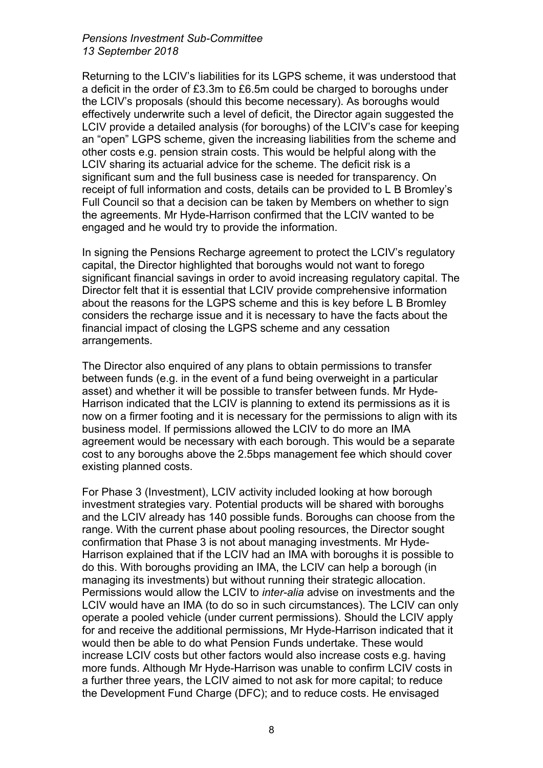Returning to the LCIV's liabilities for its LGPS scheme, it was understood that a deficit in the order of £3.3m to £6.5m could be charged to boroughs under the LCIV's proposals (should this become necessary). As boroughs would effectively underwrite such a level of deficit, the Director again suggested the LCIV provide a detailed analysis (for boroughs) of the LCIV's case for keeping an "open" LGPS scheme, given the increasing liabilities from the scheme and other costs e.g. pension strain costs. This would be helpful along with the LCIV sharing its actuarial advice for the scheme. The deficit risk is a significant sum and the full business case is needed for transparency. On receipt of full information and costs, details can be provided to L B Bromley's Full Council so that a decision can be taken by Members on whether to sign the agreements. Mr Hyde-Harrison confirmed that the LCIV wanted to be engaged and he would try to provide the information.

In signing the Pensions Recharge agreement to protect the LCIV's regulatory capital, the Director highlighted that boroughs would not want to forego significant financial savings in order to avoid increasing regulatory capital. The Director felt that it is essential that LCIV provide comprehensive information about the reasons for the LGPS scheme and this is key before L B Bromley considers the recharge issue and it is necessary to have the facts about the financial impact of closing the LGPS scheme and any cessation arrangements.

The Director also enquired of any plans to obtain permissions to transfer between funds (e.g. in the event of a fund being overweight in a particular asset) and whether it will be possible to transfer between funds. Mr Hyde-Harrison indicated that the LCIV is planning to extend its permissions as it is now on a firmer footing and it is necessary for the permissions to align with its business model. If permissions allowed the LCIV to do more an IMA agreement would be necessary with each borough. This would be a separate cost to any boroughs above the 2.5bps management fee which should cover existing planned costs.

For Phase 3 (Investment), LCIV activity included looking at how borough investment strategies vary. Potential products will be shared with boroughs and the LCIV already has 140 possible funds. Boroughs can choose from the range. With the current phase about pooling resources, the Director sought confirmation that Phase 3 is not about managing investments. Mr Hyde-Harrison explained that if the LCIV had an IMA with boroughs it is possible to do this. With boroughs providing an IMA, the LCIV can help a borough (in managing its investments) but without running their strategic allocation. Permissions would allow the LCIV to *inter-alia* advise on investments and the LCIV would have an IMA (to do so in such circumstances). The LCIV can only operate a pooled vehicle (under current permissions). Should the LCIV apply for and receive the additional permissions, Mr Hyde-Harrison indicated that it would then be able to do what Pension Funds undertake. These would increase LCIV costs but other factors would also increase costs e.g. having more funds. Although Mr Hyde-Harrison was unable to confirm LCIV costs in a further three years, the LCIV aimed to not ask for more capital; to reduce the Development Fund Charge (DFC); and to reduce costs. He envisaged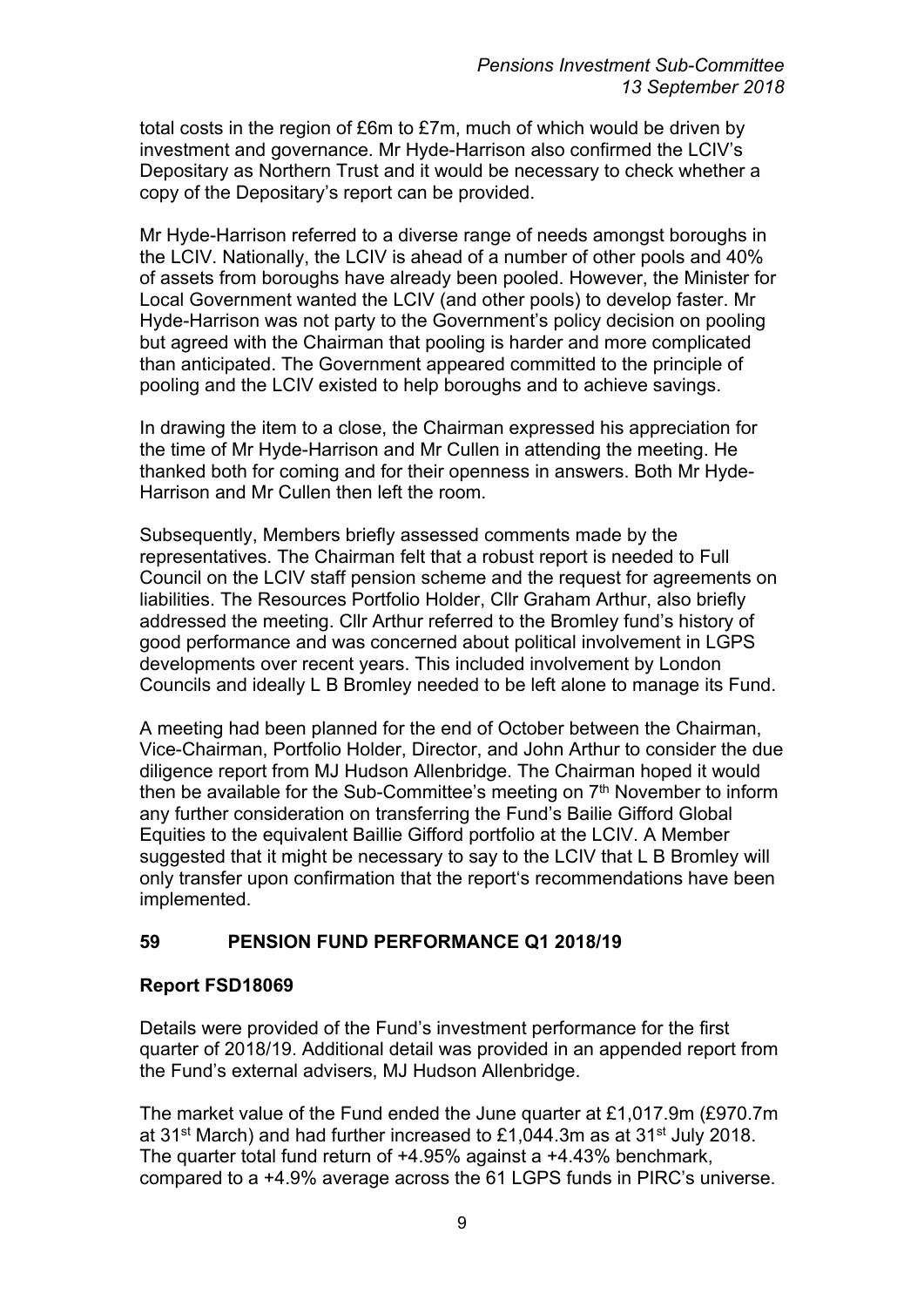total costs in the region of £6m to £7m, much of which would be driven by investment and governance. Mr Hyde-Harrison also confirmed the LCIV's Depositary as Northern Trust and it would be necessary to check whether a copy of the Depositary's report can be provided.

Mr Hyde-Harrison referred to a diverse range of needs amongst boroughs in the LCIV. Nationally, the LCIV is ahead of a number of other pools and 40% of assets from boroughs have already been pooled. However, the Minister for Local Government wanted the LCIV (and other pools) to develop faster. Mr Hyde-Harrison was not party to the Government's policy decision on pooling but agreed with the Chairman that pooling is harder and more complicated than anticipated. The Government appeared committed to the principle of pooling and the LCIV existed to help boroughs and to achieve savings.

In drawing the item to a close, the Chairman expressed his appreciation for the time of Mr Hyde-Harrison and Mr Cullen in attending the meeting. He thanked both for coming and for their openness in answers. Both Mr Hyde-Harrison and Mr Cullen then left the room.

Subsequently, Members briefly assessed comments made by the representatives. The Chairman felt that a robust report is needed to Full Council on the LCIV staff pension scheme and the request for agreements on liabilities. The Resources Portfolio Holder, Cllr Graham Arthur, also briefly addressed the meeting. Cllr Arthur referred to the Bromley fund's history of good performance and was concerned about political involvement in LGPS developments over recent years. This included involvement by London Councils and ideally L B Bromley needed to be left alone to manage its Fund.

A meeting had been planned for the end of October between the Chairman, Vice-Chairman, Portfolio Holder, Director, and John Arthur to consider the due diligence report from MJ Hudson Allenbridge. The Chairman hoped it would then be available for the Sub-Committee's meeting on 7th November to inform any further consideration on transferring the Fund's Bailie Gifford Global Equities to the equivalent Baillie Gifford portfolio at the LCIV. A Member suggested that it might be necessary to say to the LCIV that L B Bromley will only transfer upon confirmation that the report's recommendations have been implemented.

## 59 PENSION FUND PERFORMANCE Q1 2018/19

**Report FSD18069**

Details were provided of the Fund's investment performance for the first quarter of 2018/19. Additional detail was provided in an appended report from the Fund's external advisers, MJ Hudson Allenbridge.

The market value of the Fund ended the June quarter at £1,017.9m (£970.7m at 31st March) and had further increased to £1,044.3m as at 31st July 2018. The quarter total fund return of +4.95% against a +4.43% benchmark, compared to a +4.9% average across the 61 LGPS funds in PIRC's universe.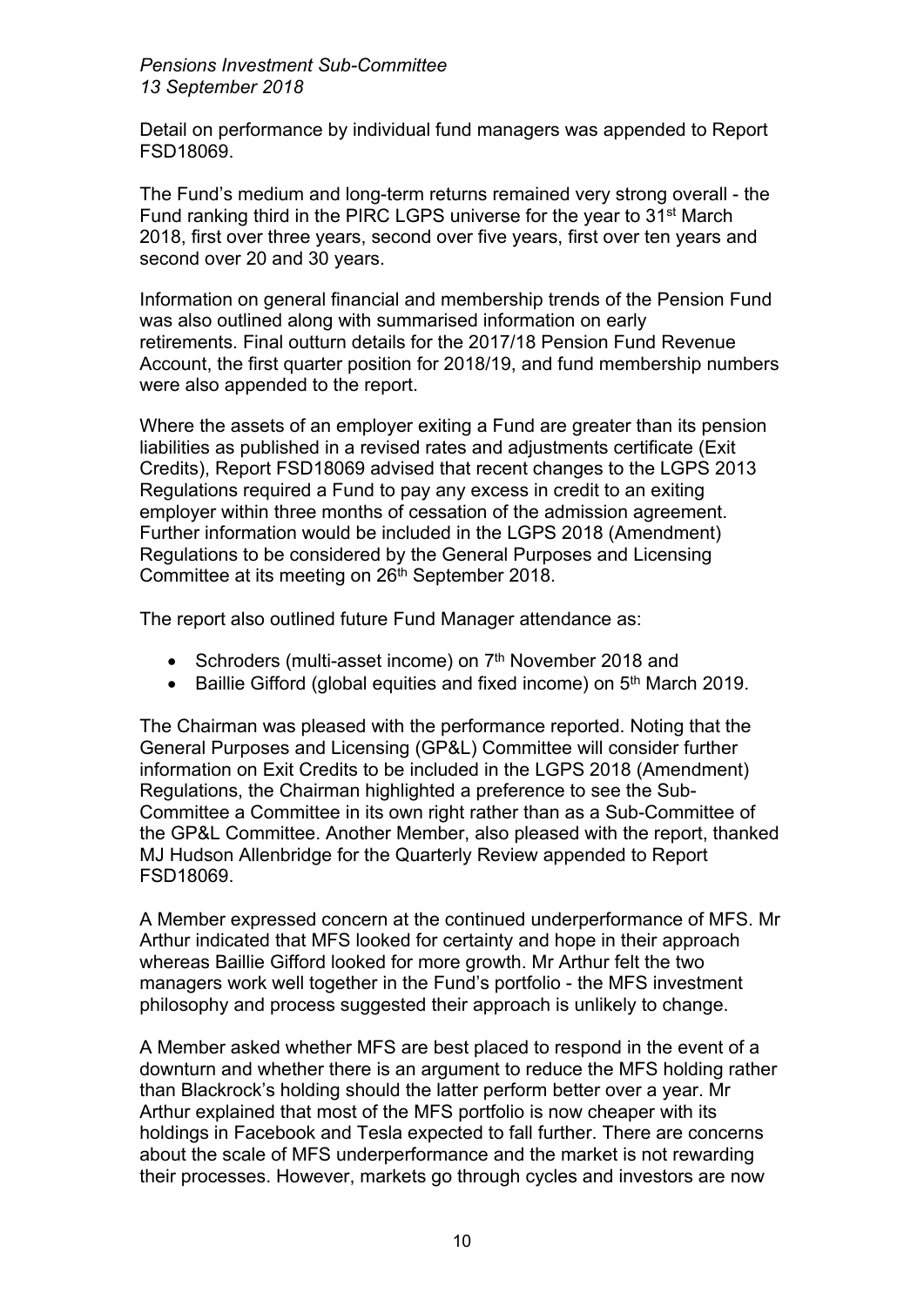Detail on performance by individual fund managers was appended to Report FSD18069.

The Fund's medium and long-term returns remained very strong overall - the Fund ranking third in the PIRC LGPS universe for the year to 31st March 2018, first over three years, second over five years, first over ten years and second over 20 and 30 years.

Information on general financial and membership trends of the Pension Fund was also outlined along with summarised information on early retirements. Final outturn details for the 2017/18 Pension Fund Revenue Account, the first quarter position for 2018/19, and fund membership numbers were also appended to the report.

Where the assets of an employer exiting a Fund are greater than its pension liabilities as published in a revised rates and adjustments certificate (Exit Credits), Report FSD18069 advised that recent changes to the LGPS 2013 Regulations required a Fund to pay any excess in credit to an exiting employer within three months of cessation of the admission agreement. Further information would be included in the LGPS 2018 (Amendment) Regulations to be considered by the General Purposes and Licensing Committee at its meeting on 26th September 2018.

The report also outlined future Fund Manager attendance as:

- Schroders (multi-asset income) on 7th November 2018 and
- Baillie Gifford (global equities and fixed income) on 5th March 2019.

The Chairman was pleased with the performance reported. Noting that the General Purposes and Licensing (GP&L) Committee will consider further information on Exit Credits to be included in the LGPS 2018 (Amendment) Regulations, the Chairman highlighted a preference to see the Sub-Committee a Committee in its own right rather than as a Sub-Committee of the GP&L Committee. Another Member, also pleased with the report, thanked MJ Hudson Allenbridge for the Quarterly Review appended to Report FSD18069.

A Member expressed concern at the continued underperformance of MFS. Mr Arthur indicated that MFS looked for certainty and hope in their approach whereas Baillie Gifford looked for more growth. Mr Arthur felt the two managers work well together in the Fund's portfolio - the MFS investment philosophy and process suggested their approach is unlikely to change.

A Member asked whether MFS are best placed to respond in the event of a downturn and whether there is an argument to reduce the MFS holding rather than Blackrock's holding should the latter perform better over a year. Mr Arthur explained that most of the MFS portfolio is now cheaper with its holdings in Facebook and Tesla expected to fall further. There are concerns about the scale of MFS underperformance and the market is not rewarding their processes. However, markets go through cycles and investors are now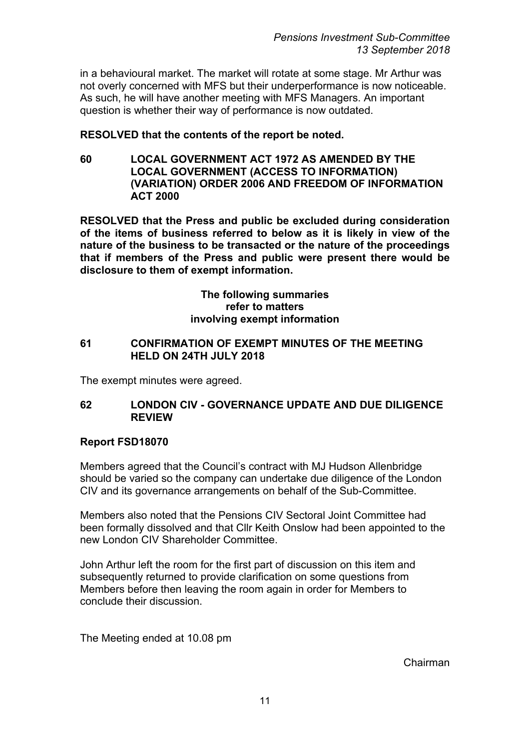in a behavioural market. The market will rotate at some stage. Mr Arthur was not overly concerned with MFS but their underperformance is now noticeable. As such, he will have another meeting with MFS Managers. An important question is whether their way of performance is now outdated.

**RESOLVED that the contents of the report be noted.**

## 60 LOCAL GOVERNMENT ACT 1972 AS AMENDED BY THE LOCAL GOVERNMENT (ACCESS TO INFORMATION) (VARIATION) ORDER 2006 AND FREEDOM OF INFORMATION ACT 2000

**RESOLVED that the Press and public be excluded during consideration of the items of business referred to below as it is likely in view of the nature of the business to be transacted or the nature of the proceedings that if members of the Press and public were present there would be disclosure to them of exempt information.**

**The following summaries refer to matters involving exempt information**

## 61 CONFIRMATION OF EXEMPT MINUTES OF THE MEETING HELD ON 24TH JULY 2018

The exempt minutes were agreed.

## 62 LONDON CIV - GOVERNANCE UPDATE AND DUE DILIGENCE REVIEW

**Report FSD18070**

Members agreed that the Council's contract with MJ Hudson Allenbridge should be varied so the company can undertake due diligence of the London CIV and its governance arrangements on behalf of the Sub-Committee.

Members also noted that the Pensions CIV Sectoral Joint Committee had been formally dissolved and that Cllr Keith Onslow had been appointed to the new London CIV Shareholder Committee.

John Arthur left the room for the first part of discussion on this item and subsequently returned to provide clarification on some questions from Members before then leaving the room again in order for Members to conclude their discussion.

The Meeting ended at 10.08 pm

Chairman